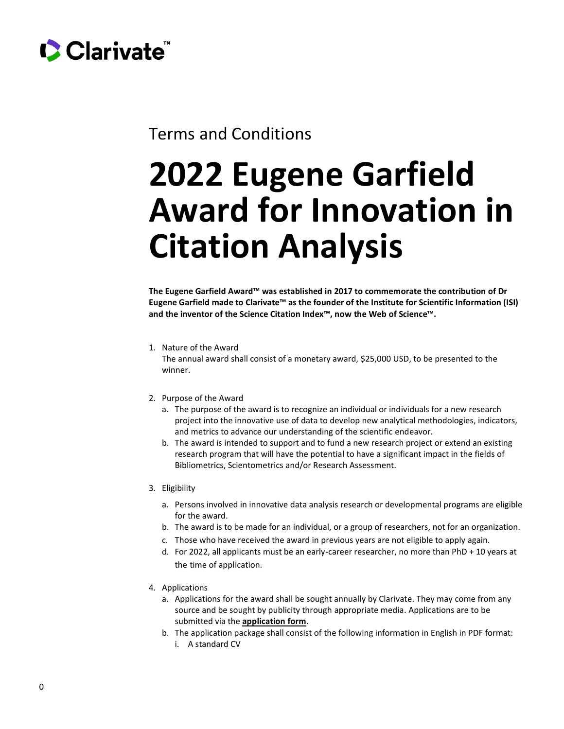Clarivate™

Terms and Conditions

# 2022 Eugene Garfield Award for Innovation in Citation Analysis

**The Eugene Garfield Award™ was established in 2017 to commemorate the contribution of Dr Eugene Garfield made to Clarivate™ as the founder of the Institute for Scientific Information (ISI) and the inventor of the Science Citation Index™, now the Web of Science™.**

1. Nature of the Award
   The annual award shall consist of a monetary award, $25,000 USD, to be presented to the winner.

2. Purpose of the Award
   a. The purpose of the award is to recognize an individual or individuals for a new research project into the innovative use of data to develop new analytical methodologies, indicators, and metrics to advance our understanding of the scientific endeavor.
   b. The award is intended to support and to fund a new research project or extend an existing research program that will have the potential to have a significant impact in the fields of Bibliometrics, Scientometrics and/or Research Assessment.

3. Eligibility
   a. Persons involved in innovative data analysis research or developmental programs are eligible for the award.
   b. The award is to be made for an individual, or a group of researchers, not for an organization.
   c. Those who have received the award in previous years are not eligible to apply again.
   d. For 2022, all applicants must be an early-career researcher, no more than PhD + 10 years at the time of application.

4. Applications
   a. Applications for the award shall be sought annually by Clarivate. They may come from any source and be sought by publicity through appropriate media. Applications are to be submitted via the **application form**.
   b. The application package shall consist of the following information in English in PDF format:
      i. A standard CV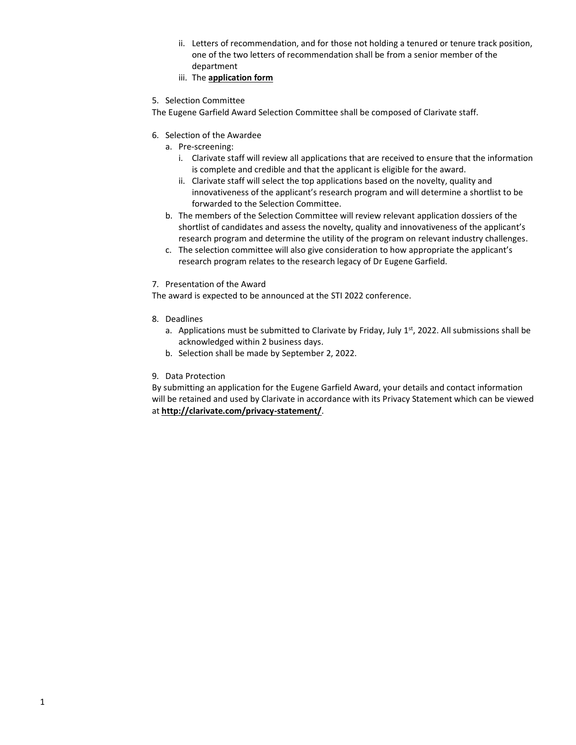ii. Letters of recommendation, and for those not holding a tenured or tenure track position, one of the two letters of recommendation shall be from a senior member of the department
   iii. The **application form**

5. Selection Committee

The Eugene Garfield Award Selection Committee shall be composed of Clarivate staff.

6. Selection of the Awardee
   a. Pre-screening:
      i. Clarivate staff will review all applications that are received to ensure that the information is complete and credible and that the applicant is eligible for the award.
      ii. Clarivate staff will select the top applications based on the novelty, quality and innovativeness of the applicant's research program and will determine a shortlist to be forwarded to the Selection Committee.
   b. The members of the Selection Committee will review relevant application dossiers of the shortlist of candidates and assess the novelty, quality and innovativeness of the applicant's research program and determine the utility of the program on relevant industry challenges.
   c. The selection committee will also give consideration to how appropriate the applicant's research program relates to the research legacy of Dr Eugene Garfield.

7. Presentation of the Award

The award is expected to be announced at the STI 2022 conference.

8. Deadlines
   a. Applications must be submitted to Clarivate by Friday, July 1st, 2022. All submissions shall be acknowledged within 2 business days.
   b. Selection shall be made by September 2, 2022.

9. Data Protection

By submitting an application for the Eugene Garfield Award, your details and contact information will be retained and used by Clarivate in accordance with its Privacy Statement which can be viewed at **http://clarivate.com/privacy-statement/**.